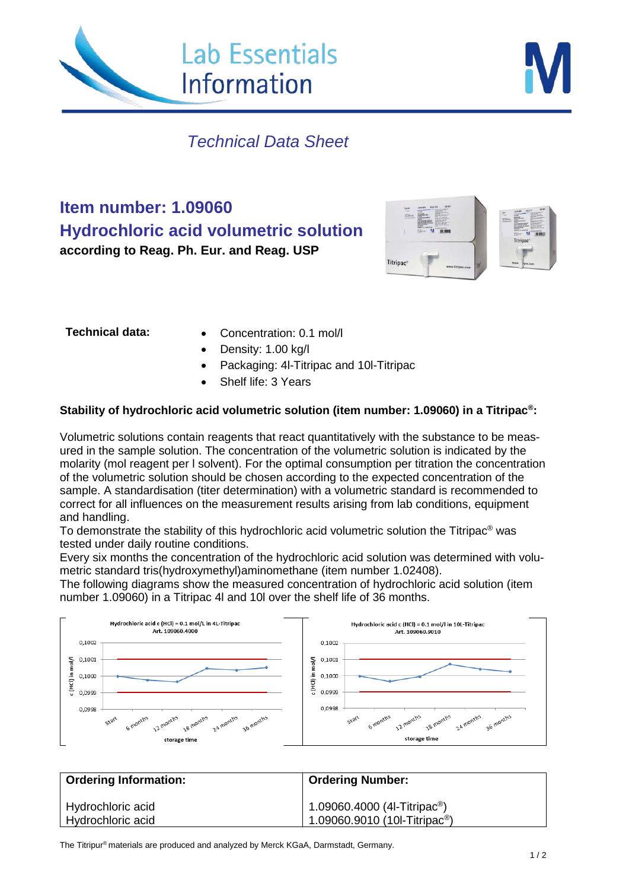Lab Essentials Information

*Technical Data Sheet*

## Item number: 1.09060
## Hydrochloric acid volumetric solution

**according to Reag. Ph. Eur. and Reag. USP**

**Technical data:**

- Concentration: 0.1 mol/l
- Density: 1.00 kg/l
- Packaging: 4l-Titripac and 10l-Titripac
- Shelf life: 3 Years

**Stability of hydrochloric acid volumetric solution (item number: 1.09060) in a Titripac®:**

Volumetric solutions contain reagents that react quantitatively with the substance to be measured in the sample solution. The concentration of the volumetric solution is indicated by the molarity (mol reagent per l solvent). For the optimal consumption per titration the concentration of the volumetric solution should be chosen according to the expected concentration of the sample. A standardisation (titer determination) with a volumetric standard is recommended to correct for all influences on the measurement results arising from lab conditions, equipment and handling.
To demonstrate the stability of this hydrochloric acid volumetric solution the Titripac® was tested under daily routine conditions.
Every six months the concentration of the hydrochloric acid solution was determined with volumetric standard tris(hydroxymethyl)aminomethane (item number 1.02408).
The following diagrams show the measured concentration of hydrochloric acid solution (item number 1.09060) in a Titripac 4l and 10l over the shelf life of 36 months.

Hydrochloric acid c (HCl) = 0.1 mol/L in 4L-Titripac
Art. 109060.4000

Hydrochloric acid c (HCl) = 0.1 mol/l in 10L-Titripac
Art. 109060.9010

| Ordering Information: | Ordering Number: |
|---|---|
| Hydrochloric acid | 1.09060.4000 (4l-Titripac®) |
| Hydrochloric acid | 1.09060.9010 (10l-Titripac®) |

The Titripur® materials are produced and analyzed by Merck KGaA, Darmstadt, Germany.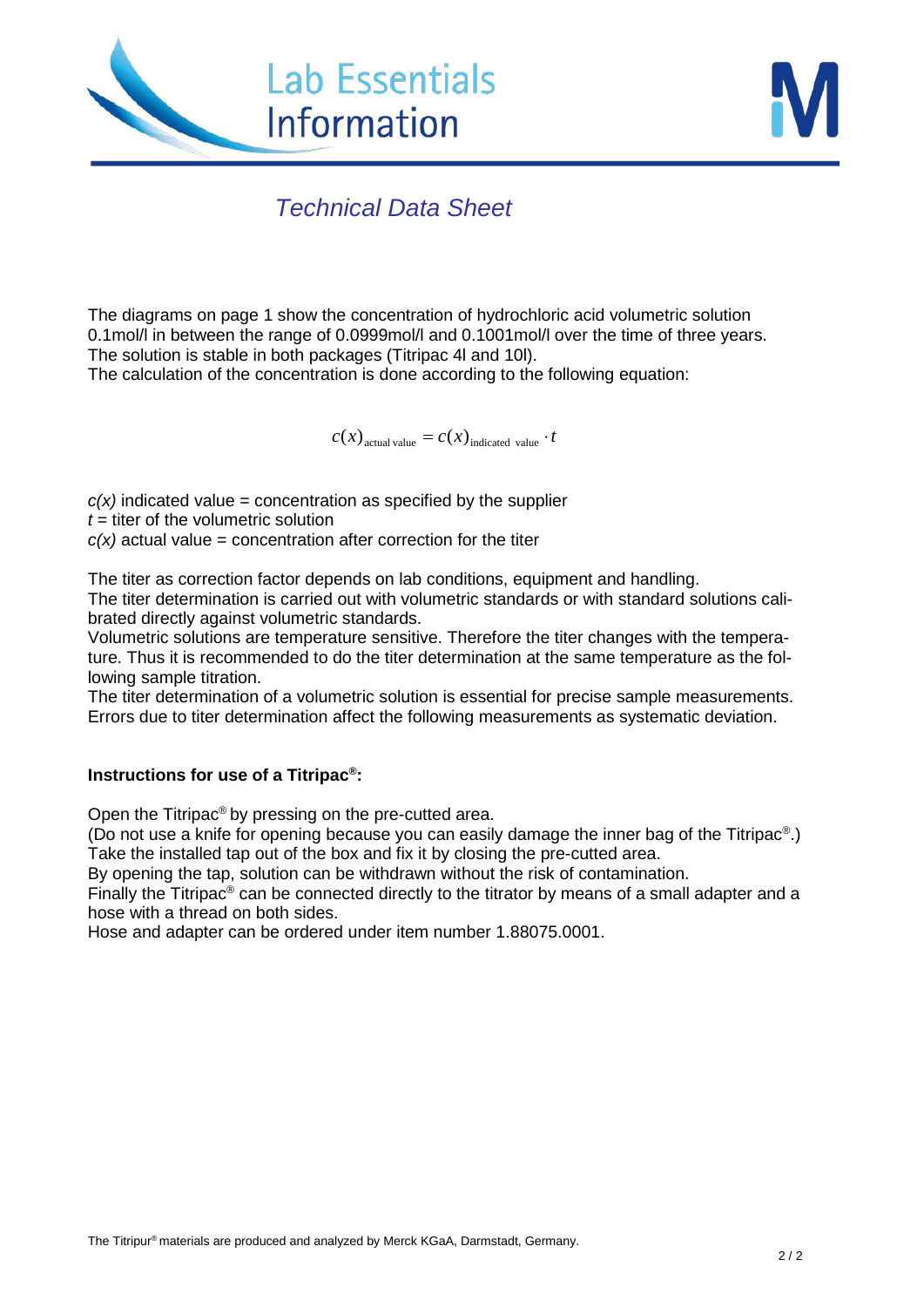# Technical Data Sheet

The diagrams on page 1 show the concentration of hydrochloric acid volumetric solution 0.1mol/l in between the range of 0.0999mol/l and 0.1001mol/l over the time of three years. The solution is stable in both packages (Titripac 4l and 10l).
The calculation of the concentration is done according to the following equation:

$$c(x)_{\text{actual value}} = c(x)_{\text{indicated value}} \cdot t$$

*c(x)* indicated value = concentration as specified by the supplier
*t* = titer of the volumetric solution
*c(x)* actual value = concentration after correction for the titer

The titer as correction factor depends on lab conditions, equipment and handling.
The titer determination is carried out with volumetric standards or with standard solutions calibrated directly against volumetric standards.
Volumetric solutions are temperature sensitive. Therefore the titer changes with the temperature. Thus it is recommended to do the titer determination at the same temperature as the following sample titration.
The titer determination of a volumetric solution is essential for precise sample measurements. Errors due to titer determination affect the following measurements as systematic deviation.

**Instructions for use of a Titripac®:**

Open the Titripac® by pressing on the pre-cutted area.
(Do not use a knife for opening because you can easily damage the inner bag of the Titripac®.)
Take the installed tap out of the box and fix it by closing the pre-cutted area.
By opening the tap, solution can be withdrawn without the risk of contamination.
Finally the Titripac® can be connected directly to the titrator by means of a small adapter and a hose with a thread on both sides.
Hose and adapter can be ordered under item number 1.88075.0001.

The Titripur® materials are produced and analyzed by Merck KGaA, Darmstadt, Germany.